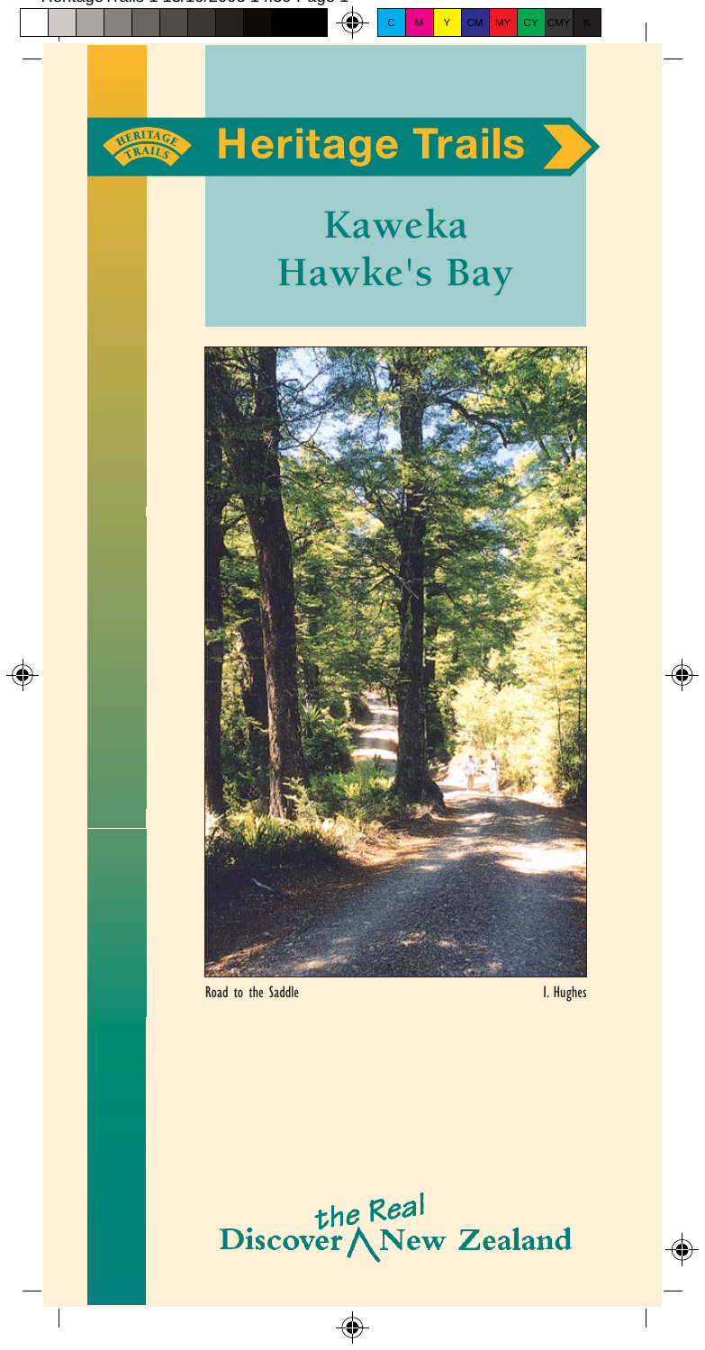# Heritage Trails

## Kaweka
## Hawke's Bay

Road to the Saddle — I. Hughes

Discover the Real New Zealand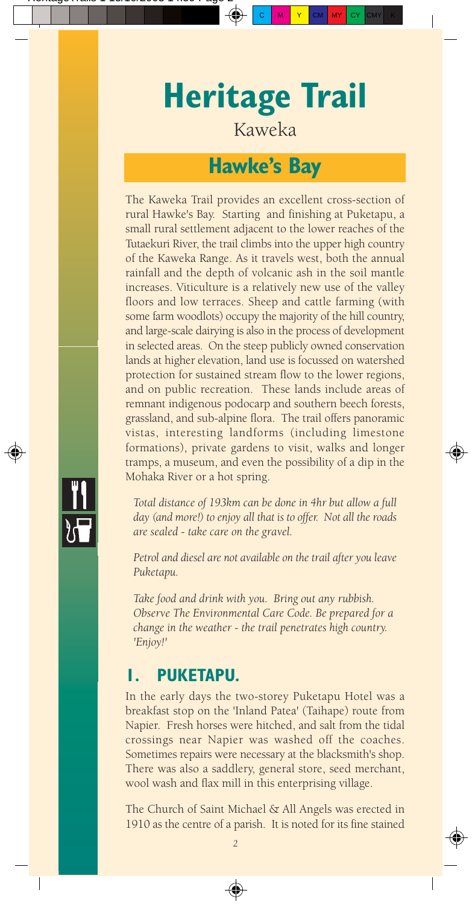# Heritage Trail

Kaweka

## Hawke's Bay

The Kaweka Trail provides an excellent cross-section of rural Hawke's Bay. Starting and finishing at Puketapu, a small rural settlement adjacent to the lower reaches of the Tutaekuri River, the trail climbs into the upper high country of the Kaweka Range. As it travels west, both the annual rainfall and the depth of volcanic ash in the soil mantle increases. Viticulture is a relatively new use of the valley floors and low terraces. Sheep and cattle farming (with some farm woodlots) occupy the majority of the hill country, and large-scale dairying is also in the process of development in selected areas. On the steep publicly owned conservation lands at higher elevation, land use is focussed on watershed protection for sustained stream flow to the lower regions, and on public recreation. These lands include areas of remnant indigenous podocarp and southern beech forests, grassland, and sub-alpine flora. The trail offers panoramic vistas, interesting landforms (including limestone formations), private gardens to visit, walks and longer tramps, a museum, and even the possibility of a dip in the Mohaka River or a hot spring.

*Total distance of 193km can be done in 4hr but allow a full day (and more!) to enjoy all that is to offer. Not all the roads are sealed - take care on the gravel.*

*Petrol and diesel are not available on the trail after you leave Puketapu.*

*Take food and drink with you. Bring out any rubbish. Observe The Environmental Care Code. Be prepared for a change in the weather - the trail penetrates high country. 'Enjoy!'*

## 1. PUKETAPU.

In the early days the two-storey Puketapu Hotel was a breakfast stop on the 'Inland Patea' (Taihape) route from Napier. Fresh horses were hitched, and salt from the tidal crossings near Napier was washed off the coaches. Sometimes repairs were necessary at the blacksmith's shop. There was also a saddlery, general store, seed merchant, wool wash and flax mill in this enterprising village.

The Church of Saint Michael & All Angels was erected in 1910 as the centre of a parish. It is noted for its fine stained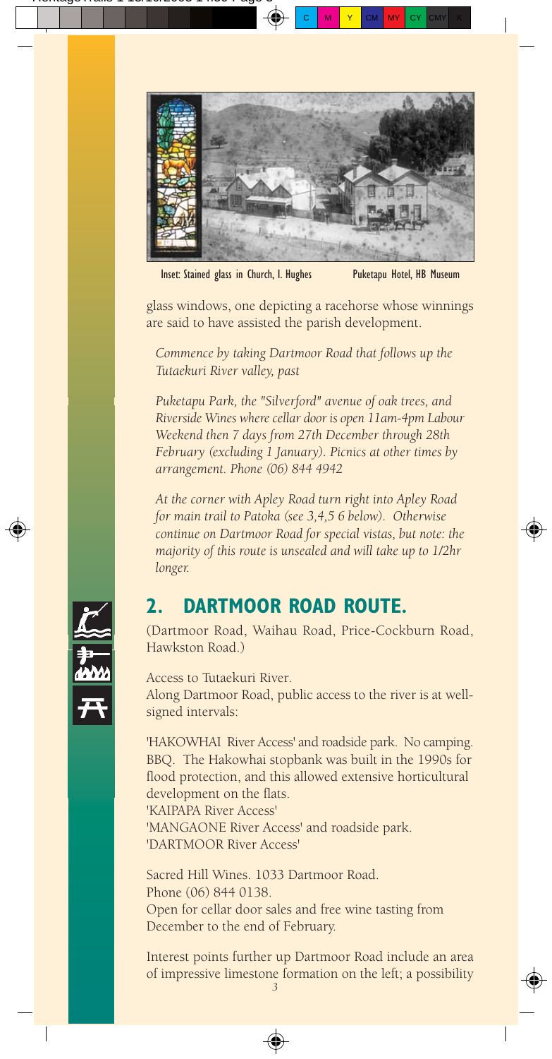Inset: Stained glass in Church, I. Hughes     Puketapu Hotel, HB Museum

glass windows, one depicting a racehorse whose winnings are said to have assisted the parish development.

*Commence by taking Dartmoor Road that follows up the Tutaekuri River valley, past*

*Puketapu Park, the "Silverford" avenue of oak trees, and Riverside Wines where cellar door is open 11am-4pm Labour Weekend then 7 days from 27th December through 28th February (excluding 1 January). Picnics at other times by arrangement. Phone (06) 844 4942*

*At the corner with Apley Road turn right into Apley Road for main trail to Patoka (see 3,4,5 6 below). Otherwise continue on Dartmoor Road for special vistas, but note: the majority of this route is unsealed and will take up to 1/2hr longer.*

## 2. DARTMOOR ROAD ROUTE.

(Dartmoor Road, Waihau Road, Price-Cockburn Road, Hawkston Road.)

Access to Tutaekuri River.
Along Dartmoor Road, public access to the river is at well-signed intervals:

'HAKOWHAI River Access' and roadside park. No camping. BBQ. The Hakowhai stopbank was built in the 1990s for flood protection, and this allowed extensive horticultural development on the flats.
'KAIPAPA River Access'
'MANGAONE River Access' and roadside park.
'DARTMOOR River Access'

Sacred Hill Wines. 1033 Dartmoor Road.
Phone (06) 844 0138.
Open for cellar door sales and free wine tasting from December to the end of February.

Interest points further up Dartmoor Road include an area of impressive limestone formation on the left; a possibility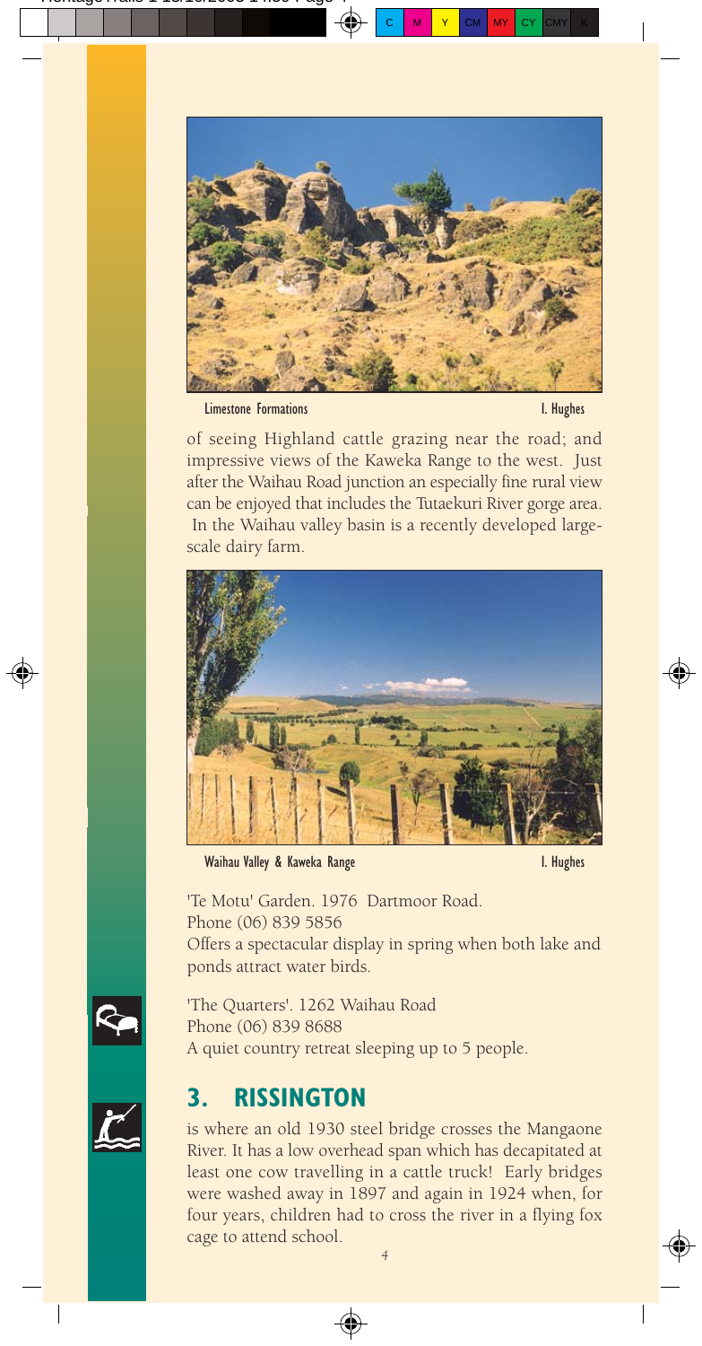Limestone Formations I. Hughes

of seeing Highland cattle grazing near the road; and impressive views of the Kaweka Range to the west. Just after the Waihau Road junction an especially fine rural view can be enjoyed that includes the Tutaekuri River gorge area. In the Waihau valley basin is a recently developed large-scale dairy farm.

Waihau Valley & Kaweka Range I. Hughes

'Te Motu' Garden. 1976 Dartmoor Road.
Phone (06) 839 5856
Offers a spectacular display in spring when both lake and ponds attract water birds.

'The Quarters'. 1262 Waihau Road
Phone (06) 839 8688
A quiet country retreat sleeping up to 5 people.

## 3. RISSINGTON

is where an old 1930 steel bridge crosses the Mangaone River. It has a low overhead span which has decapitated at least one cow travelling in a cattle truck! Early bridges were washed away in 1897 and again in 1924 when, for four years, children had to cross the river in a flying fox cage to attend school.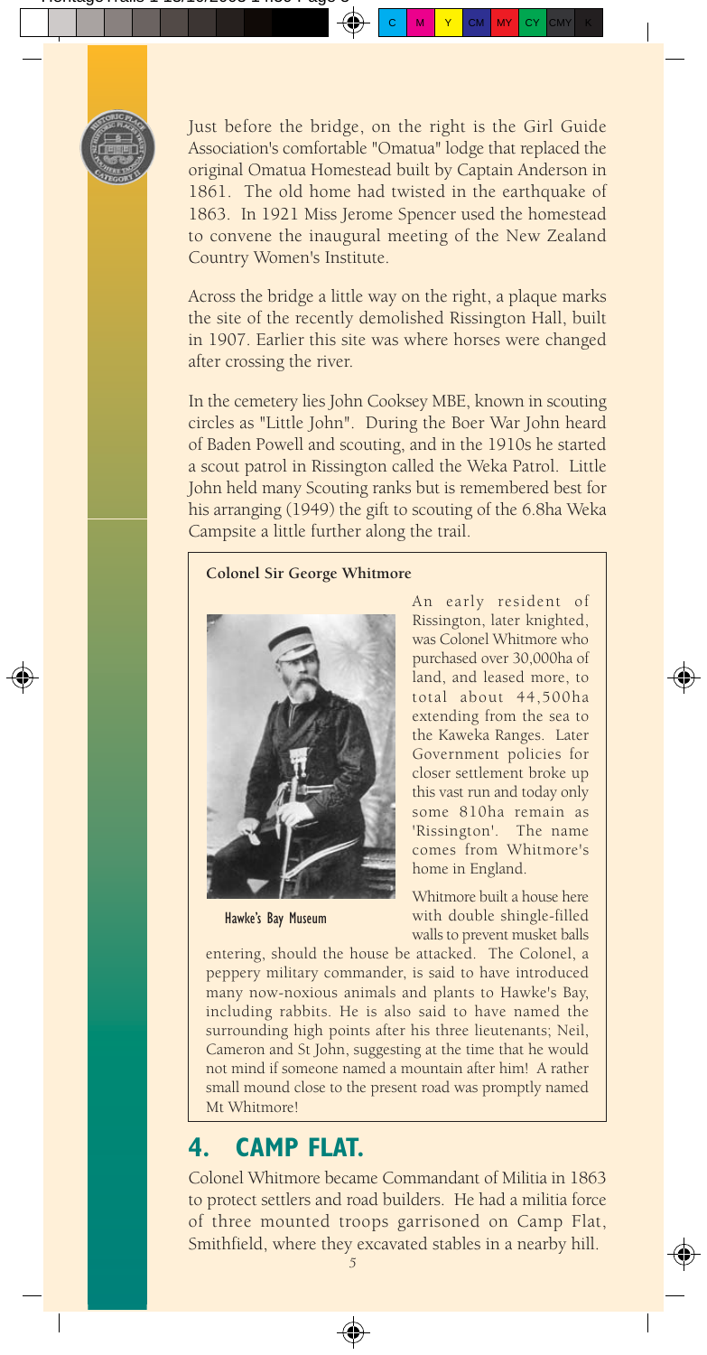Just before the bridge, on the right is the Girl Guide Association's comfortable "Omatua" lodge that replaced the original Omatua Homestead built by Captain Anderson in 1861. The old home had twisted in the earthquake of 1863. In 1921 Miss Jerome Spencer used the homestead to convene the inaugural meeting of the New Zealand Country Women's Institute.

Across the bridge a little way on the right, a plaque marks the site of the recently demolished Rissington Hall, built in 1907. Earlier this site was where horses were changed after crossing the river.

In the cemetery lies John Cooksey MBE, known in scouting circles as "Little John". During the Boer War John heard of Baden Powell and scouting, and in the 1910s he started a scout patrol in Rissington called the Weka Patrol. Little John held many Scouting ranks but is remembered best for his arranging (1949) the gift to scouting of the 6.8ha Weka Campsite a little further along the trail.

**Colonel Sir George Whitmore**

Hawke's Bay Museum

An early resident of Rissington, later knighted, was Colonel Whitmore who purchased over 30,000ha of land, and leased more, to total about 44,500ha extending from the sea to the Kaweka Ranges. Later Government policies for closer settlement broke up this vast run and today only some 810ha remain as 'Rissington'. The name comes from Whitmore's home in England.

Whitmore built a house here with double shingle-filled walls to prevent musket balls entering, should the house be attacked. The Colonel, a peppery military commander, is said to have introduced many now-noxious animals and plants to Hawke's Bay, including rabbits. He is also said to have named the surrounding high points after his three lieutenants; Neil, Cameron and St John, suggesting at the time that he would not mind if someone named a mountain after him! A rather small mound close to the present road was promptly named Mt Whitmore!

## 4. CAMP FLAT.

Colonel Whitmore became Commandant of Militia in 1863 to protect settlers and road builders. He had a militia force of three mounted troops garrisoned on Camp Flat, Smithfield, where they excavated stables in a nearby hill.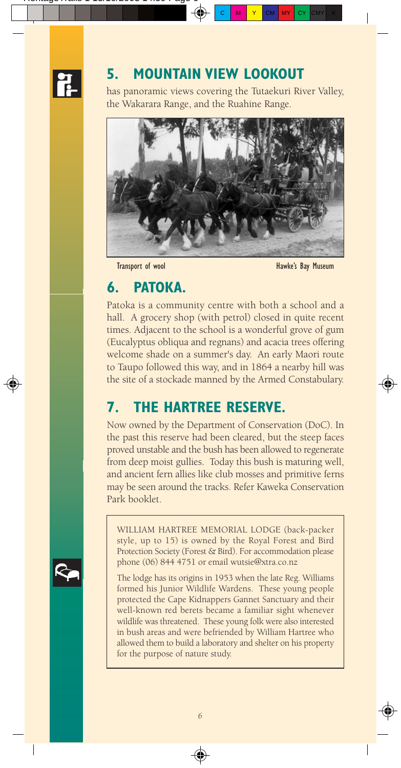## 5. MOUNTAIN VIEW LOOKOUT

has panoramic views covering the Tutaekuri River Valley, the Wakarara Range, and the Ruahine Range.

Transport of wool — Hawke's Bay Museum

## 6. PATOKA.

Patoka is a community centre with both a school and a hall. A grocery shop (with petrol) closed in quite recent times. Adjacent to the school is a wonderful grove of gum (Eucalyptus obliqua and regnans) and acacia trees offering welcome shade on a summer's day. An early Maori route to Taupo followed this way, and in 1864 a nearby hill was the site of a stockade manned by the Armed Constabulary.

## 7. THE HARTREE RESERVE.

Now owned by the Department of Conservation (DoC). In the past this reserve had been cleared, but the steep faces proved unstable and the bush has been allowed to regenerate from deep moist gullies. Today this bush is maturing well, and ancient fern allies like club mosses and primitive ferns may be seen around the tracks. Refer Kaweka Conservation Park booklet.

WILLIAM HARTREE MEMORIAL LODGE (back-packer style, up to 15) is owned by the Royal Forest and Bird Protection Society (Forest & Bird). For accommodation please phone (06) 844 4751 or email wutsie@xtra.co.nz

The lodge has its origins in 1953 when the late Reg. Williams formed his Junior Wildlife Wardens. These young people protected the Cape Kidnappers Gannet Sanctuary and their well-known red berets became a familiar sight whenever wildlife was threatened. These young folk were also interested in bush areas and were befriended by William Hartree who allowed them to build a laboratory and shelter on his property for the purpose of nature study.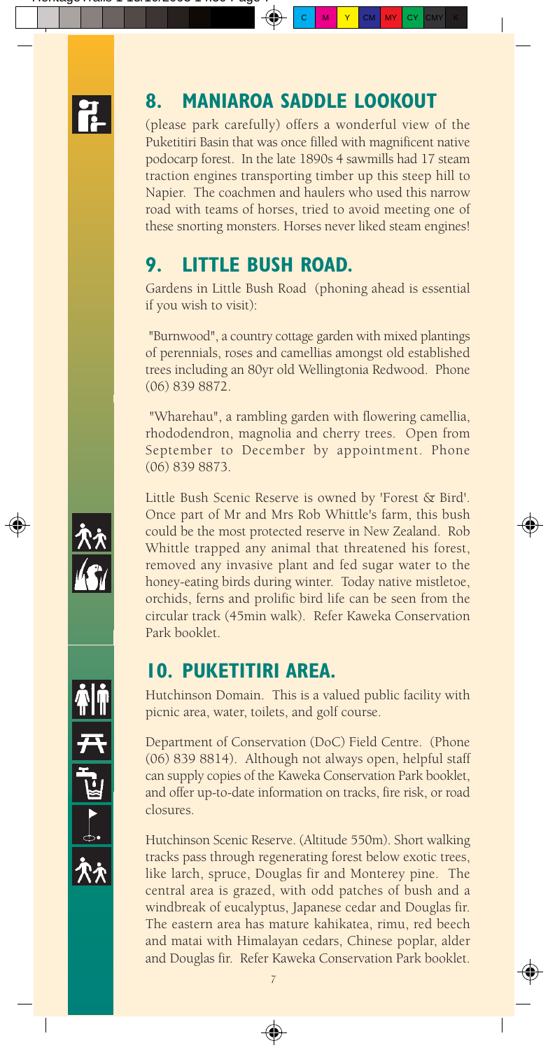## 8. MANIAROA SADDLE LOOKOUT

(please park carefully) offers a wonderful view of the Puketitiri Basin that was once filled with magnificent native podocarp forest. In the late 1890s 4 sawmills had 17 steam traction engines transporting timber up this steep hill to Napier. The coachmen and haulers who used this narrow road with teams of horses, tried to avoid meeting one of these snorting monsters. Horses never liked steam engines!

## 9. LITTLE BUSH ROAD.

Gardens in Little Bush Road (phoning ahead is essential if you wish to visit):

"Burnwood", a country cottage garden with mixed plantings of perennials, roses and camellias amongst old established trees including an 80yr old Wellingtonia Redwood. Phone (06) 839 8872.

"Wharehau", a rambling garden with flowering camellia, rhododendron, magnolia and cherry trees. Open from September to December by appointment. Phone (06) 839 8873.

Little Bush Scenic Reserve is owned by 'Forest & Bird'. Once part of Mr and Mrs Rob Whittle's farm, this bush could be the most protected reserve in New Zealand. Rob Whittle trapped any animal that threatened his forest, removed any invasive plant and fed sugar water to the honey-eating birds during winter. Today native mistletoe, orchids, ferns and prolific bird life can be seen from the circular track (45min walk). Refer Kaweka Conservation Park booklet.

## 10. PUKETITIRI AREA.

Hutchinson Domain. This is a valued public facility with picnic area, water, toilets, and golf course.

Department of Conservation (DoC) Field Centre. (Phone (06) 839 8814). Although not always open, helpful staff can supply copies of the Kaweka Conservation Park booklet, and offer up-to-date information on tracks, fire risk, or road closures.

Hutchinson Scenic Reserve. (Altitude 550m). Short walking tracks pass through regenerating forest below exotic trees, like larch, spruce, Douglas fir and Monterey pine. The central area is grazed, with odd patches of bush and a windbreak of eucalyptus, Japanese cedar and Douglas fir. The eastern area has mature kahikatea, rimu, red beech and matai with Himalayan cedars, Chinese poplar, alder and Douglas fir. Refer Kaweka Conservation Park booklet.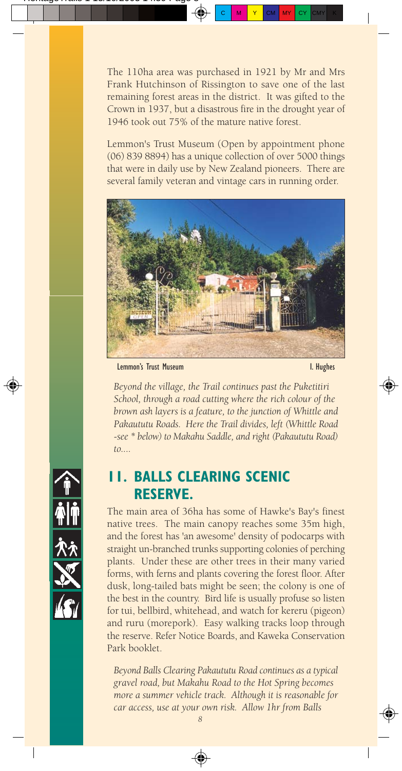The 110ha area was purchased in 1921 by Mr and Mrs Frank Hutchinson of Rissington to save one of the last remaining forest areas in the district. It was gifted to the Crown in 1937, but a disastrous fire in the drought year of 1946 took out 75% of the mature native forest.

Lemmon's Trust Museum (Open by appointment phone (06) 839 8894) has a unique collection of over 5000 things that were in daily use by New Zealand pioneers. There are several family veteran and vintage cars in running order.

Lemmon's Trust Museum — I. Hughes

*Beyond the village, the Trail continues past the Puketitiri School, through a road cutting where the rich colour of the brown ash layers is a feature, to the junction of Whittle and Pakaututu Roads. Here the Trail divides, left (Whittle Road -see * below) to Makahu Saddle, and right (Pakaututu Road) to....*

## 11. BALLS CLEARING SCENIC RESERVE.

The main area of 36ha has some of Hawke's Bay's finest native trees. The main canopy reaches some 35m high, and the forest has 'an awesome' density of podocarps with straight un-branched trunks supporting colonies of perching plants. Under these are other trees in their many varied forms, with ferns and plants covering the forest floor. After dusk, long-tailed bats might be seen; the colony is one of the best in the country. Bird life is usually profuse so listen for tui, bellbird, whitehead, and watch for kereru (pigeon) and ruru (morepork). Easy walking tracks loop through the reserve. Refer Notice Boards, and Kaweka Conservation Park booklet.

*Beyond Balls Clearing Pakaututu Road continues as a typical gravel road, but Makahu Road to the Hot Spring becomes more a summer vehicle track. Although it is reasonable for car access, use at your own risk. Allow 1hr from Balls*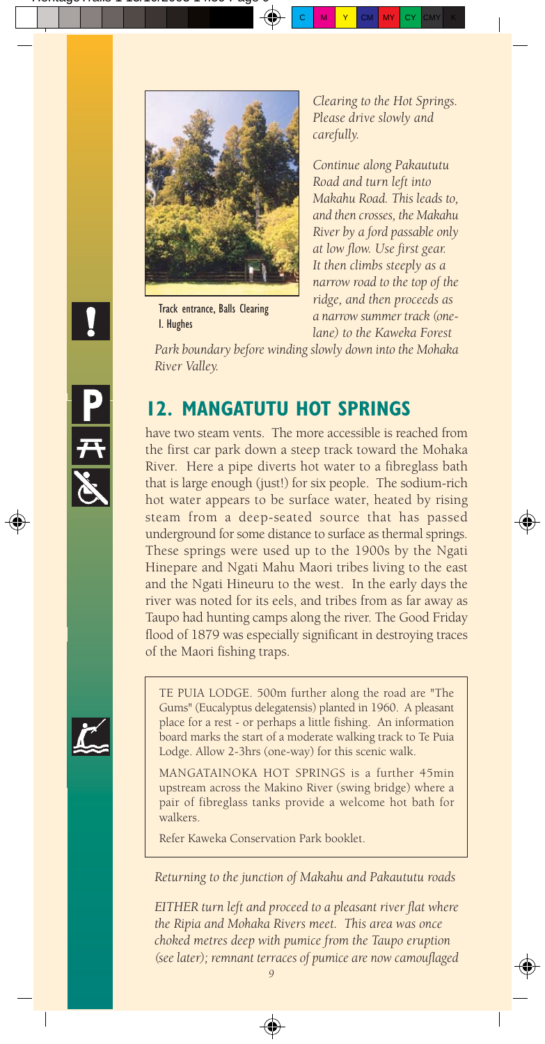Track entrance, Balls Clearing
I. Hughes

*Clearing to the Hot Springs. Please drive slowly and carefully.*

*Continue along Pakaututu Road and turn left into Makahu Road. This leads to, and then crosses, the Makahu River by a ford passable only at low flow. Use first gear. It then climbs steeply as a narrow road to the top of the ridge, and then proceeds as a narrow summer track (one-lane) to the Kaweka Forest Park boundary before winding slowly down into the Mohaka River Valley.*

## 12. MANGATUTU HOT SPRINGS

have two steam vents. The more accessible is reached from the first car park down a steep track toward the Mohaka River. Here a pipe diverts hot water to a fibreglass bath that is large enough (just!) for six people. The sodium-rich hot water appears to be surface water, heated by rising steam from a deep-seated source that has passed underground for some distance to surface as thermal springs. These springs were used up to the 1900s by the Ngati Hinepare and Ngati Mahu Maori tribes living to the east and the Ngati Hineuru to the west. In the early days the river was noted for its eels, and tribes from as far away as Taupo had hunting camps along the river. The Good Friday flood of 1879 was especially significant in destroying traces of the Maori fishing traps.

TE PUIA LODGE. 500m further along the road are "The Gums" (Eucalyptus delegatensis) planted in 1960. A pleasant place for a rest - or perhaps a little fishing. An information board marks the start of a moderate walking track to Te Puia Lodge. Allow 2-3hrs (one-way) for this scenic walk.

MANGATAINOKA HOT SPRINGS is a further 45min upstream across the Makino River (swing bridge) where a pair of fibreglass tanks provide a welcome hot bath for walkers.

Refer Kaweka Conservation Park booklet.

*Returning to the junction of Makahu and Pakaututu roads*

*EITHER turn left and proceed to a pleasant river flat where the Ripia and Mohaka Rivers meet. This area was once choked metres deep with pumice from the Taupo eruption (see later); remnant terraces of pumice are now camouflaged*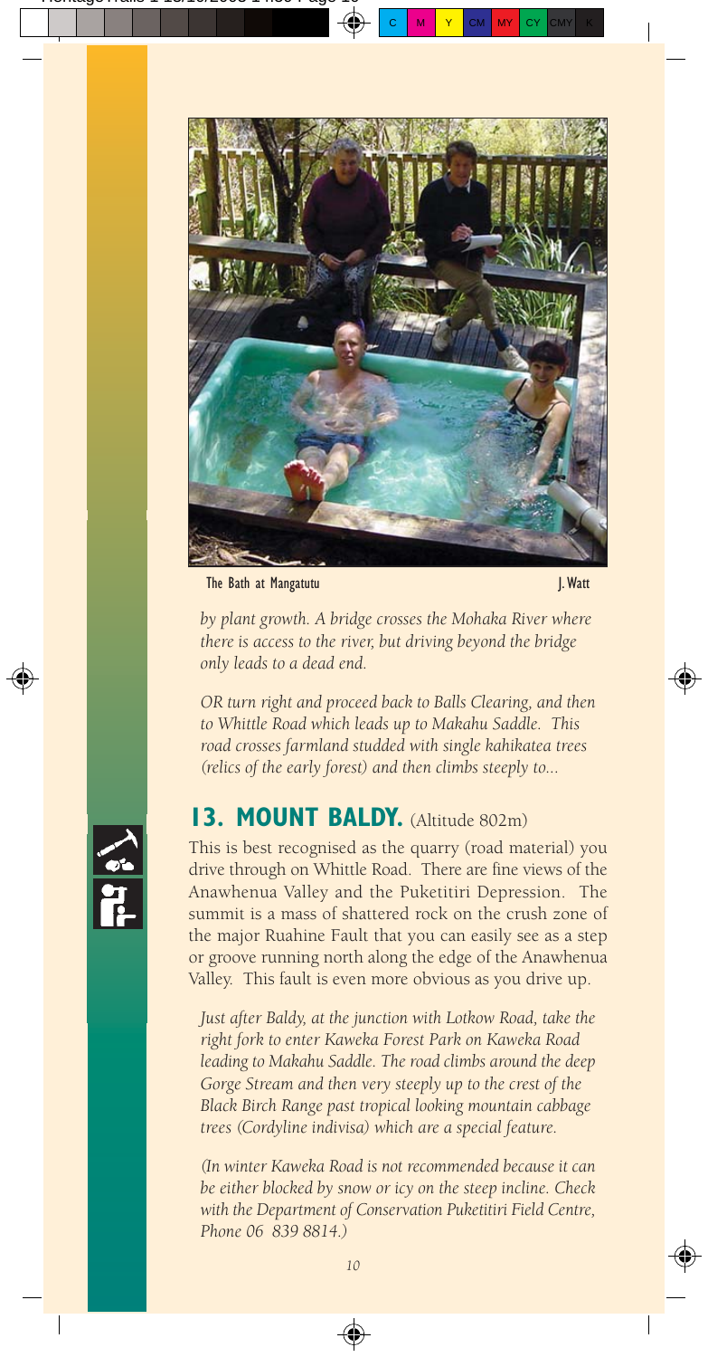The Bath at Mangatutu J. Watt

*by plant growth. A bridge crosses the Mohaka River where there is access to the river, but driving beyond the bridge only leads to a dead end.*

*OR turn right and proceed back to Balls Clearing, and then to Whittle Road which leads up to Makahu Saddle. This road crosses farmland studded with single kahikatea trees (relics of the early forest) and then climbs steeply to...*

## 13. MOUNT BALDY. (Altitude 802m)

This is best recognised as the quarry (road material) you drive through on Whittle Road. There are fine views of the Anawhenua Valley and the Puketitiri Depression. The summit is a mass of shattered rock on the crush zone of the major Ruahine Fault that you can easily see as a step or groove running north along the edge of the Anawhenua Valley. This fault is even more obvious as you drive up.

*Just after Baldy, at the junction with Lotkow Road, take the right fork to enter Kaweka Forest Park on Kaweka Road leading to Makahu Saddle. The road climbs around the deep Gorge Stream and then very steeply up to the crest of the Black Birch Range past tropical looking mountain cabbage trees (Cordyline indivisa) which are a special feature.*

*(In winter Kaweka Road is not recommended because it can be either blocked by snow or icy on the steep incline. Check with the Department of Conservation Puketitiri Field Centre, Phone 06 839 8814.)*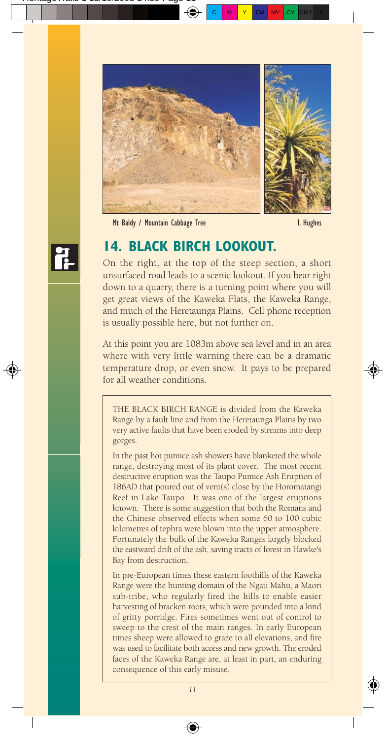Mt Baldy / Mountain Cabbage Tree I. Hughes

## 14. BLACK BIRCH LOOKOUT.

On the right, at the top of the steep section, a short unsurfaced road leads to a scenic lookout. If you bear right down to a quarry, there is a turning point where you will get great views of the Kaweka Flats, the Kaweka Range, and much of the Heretaunga Plains. Cell phone reception is usually possible here, but not further on.

At this point you are 1083m above sea level and in an area where with very little warning there can be a dramatic temperature drop, or even snow. It pays to be prepared for all weather conditions.

THE BLACK BIRCH RANGE is divided from the Kaweka Range by a fault line and from the Heretaunga Plains by two very active faults that have been eroded by streams into deep gorges.

In the past hot pumice ash showers have blanketed the whole range, destroying most of its plant cover. The most recent destructive eruption was the Taupo Pumice Ash Eruption of 186AD that poured out of vent(s) close by the Horomatangi Reef in Lake Taupo. It was one of the largest eruptions known. There is some suggestion that both the Romans and the Chinese observed effects when some 60 to 100 cubic kilometres of tephra were blown into the upper atmosphere. Fortunately the bulk of the Kaweka Ranges largely blocked the eastward drift of the ash, saving tracts of forest in Hawke's Bay from destruction.

In pre-European times these eastern foothills of the Kaweka Range were the hunting domain of the Ngati Mahu, a Maori sub-tribe, who regularly fired the hills to enable easier harvesting of bracken roots, which were pounded into a kind of gritty porridge. Fires sometimes went out of control to sweep to the crest of the main ranges. In early European times sheep were allowed to graze to all elevations, and fire was used to facilitate both access and new growth. The eroded faces of the Kaweka Range are, at least in part, an enduring consequence of this early misuse.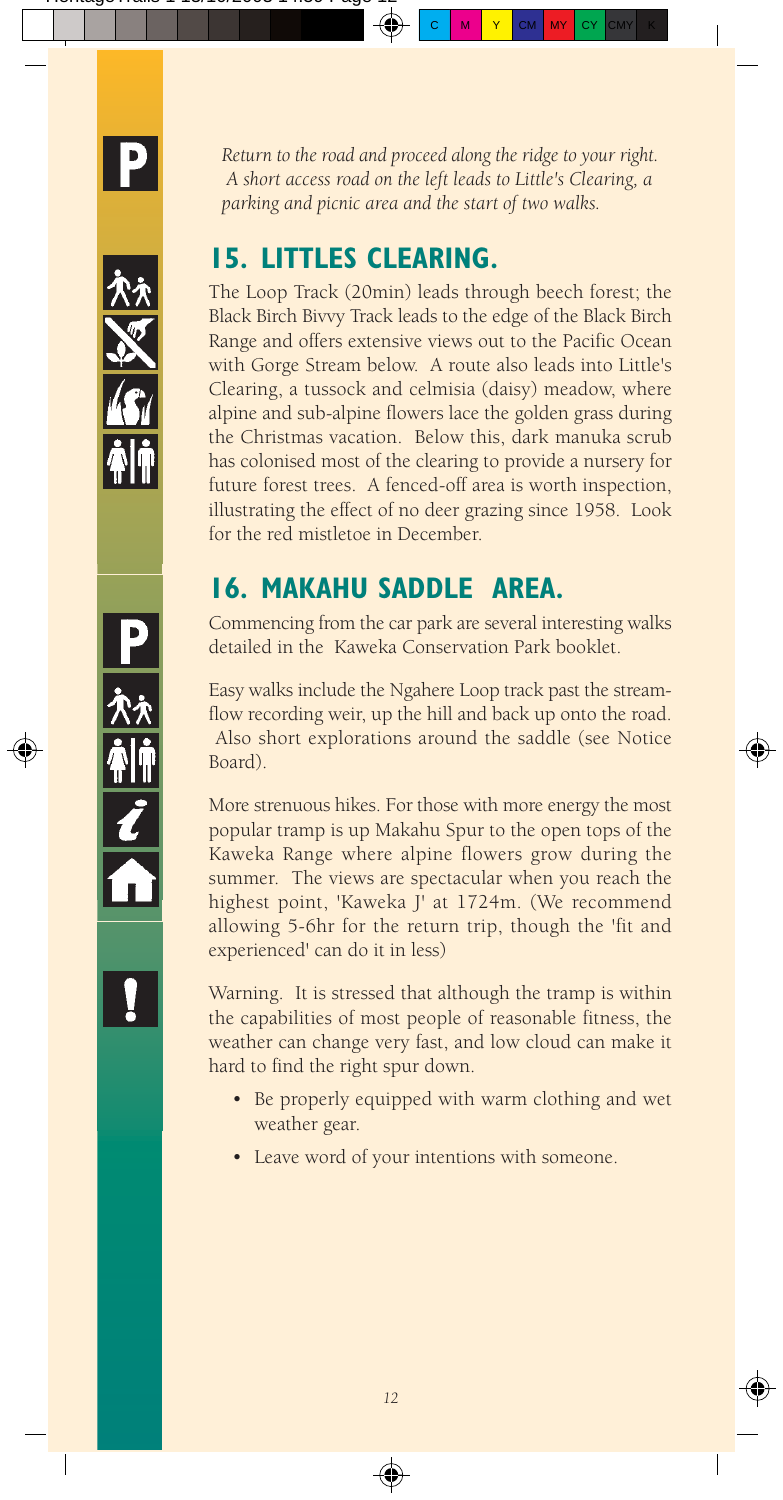*Return to the road and proceed along the ridge to your right. A short access road on the left leads to Little's Clearing, a parking and picnic area and the start of two walks.*

## 15. LITTLES CLEARING.

The Loop Track (20min) leads through beech forest; the Black Birch Bivvy Track leads to the edge of the Black Birch Range and offers extensive views out to the Pacific Ocean with Gorge Stream below. A route also leads into Little's Clearing, a tussock and celmisia (daisy) meadow, where alpine and sub-alpine flowers lace the golden grass during the Christmas vacation. Below this, dark manuka scrub has colonised most of the clearing to provide a nursery for future forest trees. A fenced-off area is worth inspection, illustrating the effect of no deer grazing since 1958. Look for the red mistletoe in December.

## 16. MAKAHU SADDLE AREA.

Commencing from the car park are several interesting walks detailed in the Kaweka Conservation Park booklet.

Easy walks include the Ngahere Loop track past the streamflow recording weir, up the hill and back up onto the road. Also short explorations around the saddle (see Notice Board).

More strenuous hikes. For those with more energy the most popular tramp is up Makahu Spur to the open tops of the Kaweka Range where alpine flowers grow during the summer. The views are spectacular when you reach the highest point, 'Kaweka J' at 1724m. (We recommend allowing 5-6hr for the return trip, though the 'fit and experienced' can do it in less)

Warning. It is stressed that although the tramp is within the capabilities of most people of reasonable fitness, the weather can change very fast, and low cloud can make it hard to find the right spur down.

- Be properly equipped with warm clothing and wet weather gear.
- Leave word of your intentions with someone.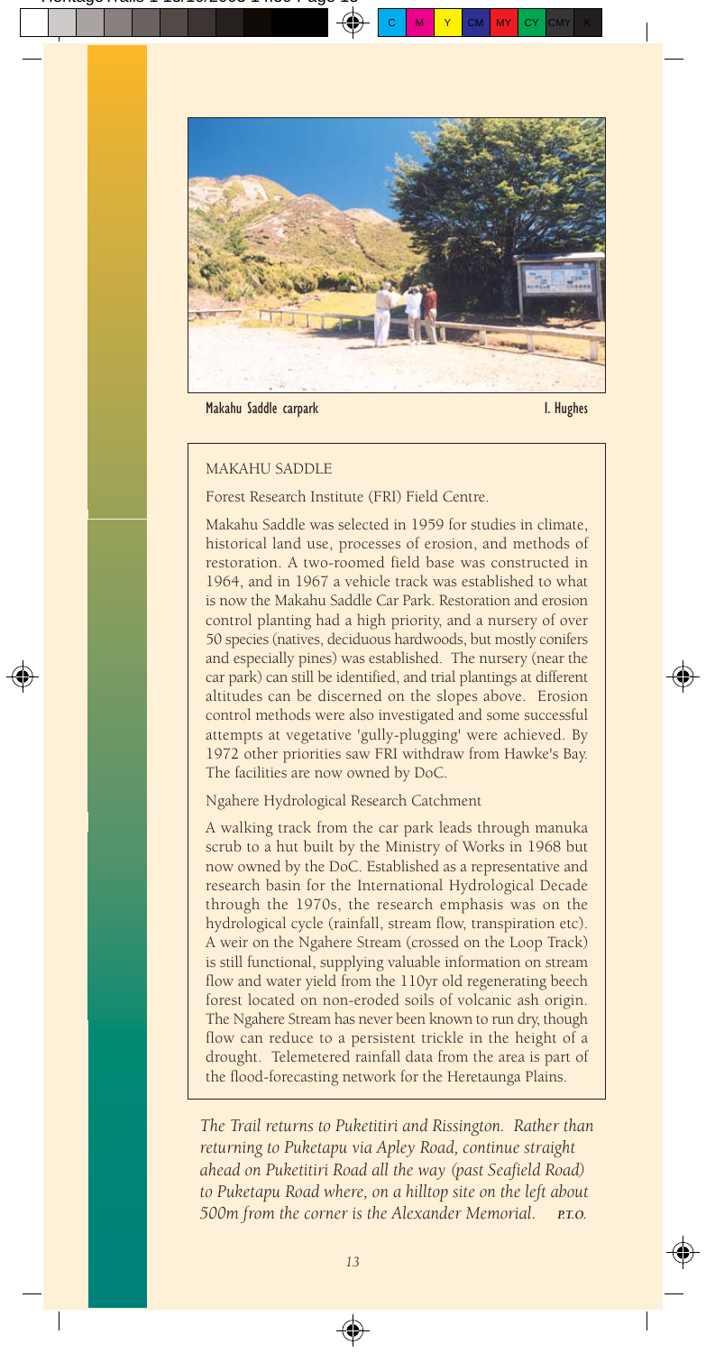Makahu Saddle carpark — I. Hughes

## MAKAHU SADDLE

Forest Research Institute (FRI) Field Centre.

Makahu Saddle was selected in 1959 for studies in climate, historical land use, processes of erosion, and methods of restoration. A two-roomed field base was constructed in 1964, and in 1967 a vehicle track was established to what is now the Makahu Saddle Car Park. Restoration and erosion control planting had a high priority, and a nursery of over 50 species (natives, deciduous hardwoods, but mostly conifers and especially pines) was established. The nursery (near the car park) can still be identified, and trial plantings at different altitudes can be discerned on the slopes above. Erosion control methods were also investigated and some successful attempts at vegetative 'gully-plugging' were achieved. By 1972 other priorities saw FRI withdraw from Hawke's Bay. The facilities are now owned by DoC.

Ngahere Hydrological Research Catchment

A walking track from the car park leads through manuka scrub to a hut built by the Ministry of Works in 1968 but now owned by the DoC. Established as a representative and research basin for the International Hydrological Decade through the 1970s, the research emphasis was on the hydrological cycle (rainfall, stream flow, transpiration etc). A weir on the Ngahere Stream (crossed on the Loop Track) is still functional, supplying valuable information on stream flow and water yield from the 110yr old regenerating beech forest located on non-eroded soils of volcanic ash origin. The Ngahere Stream has never been known to run dry, though flow can reduce to a persistent trickle in the height of a drought. Telemetered rainfall data from the area is part of the flood-forecasting network for the Heretaunga Plains.

*The Trail returns to Puketitiri and Rissington. Rather than returning to Puketapu via Apley Road, continue straight ahead on Puketitiri Road all the way (past Seafield Road) to Puketapu Road where, on a hilltop site on the left about 500m from the corner is the Alexander Memorial.* ***P.T.O.***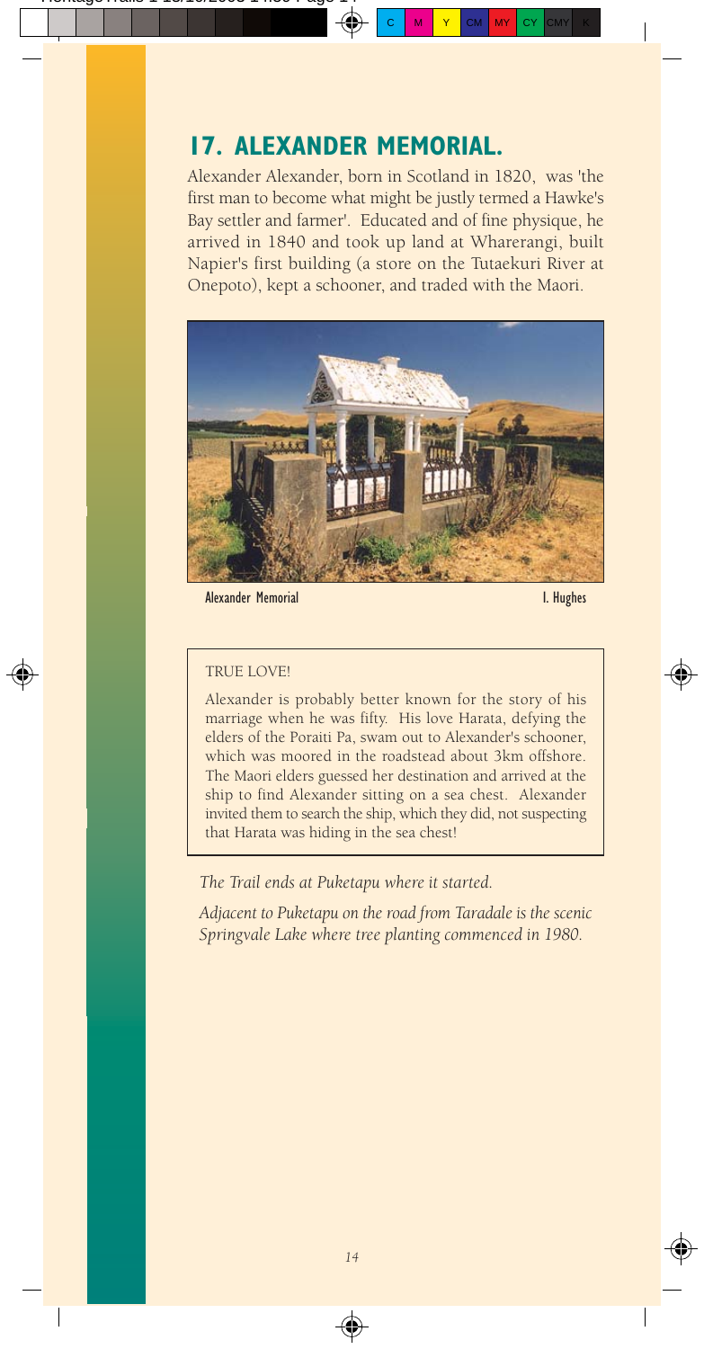## 17. ALEXANDER MEMORIAL.

Alexander Alexander, born in Scotland in 1820, was 'the first man to become what might be justly termed a Hawke's Bay settler and farmer'. Educated and of fine physique, he arrived in 1840 and took up land at Wharerangi, built Napier's first building (a store on the Tutaekuri River at Onepoto), kept a schooner, and traded with the Maori.

Alexander Memorial — I. Hughes

TRUE LOVE!

Alexander is probably better known for the story of his marriage when he was fifty. His love Harata, defying the elders of the Poraiti Pa, swam out to Alexander's schooner, which was moored in the roadstead about 3km offshore. The Maori elders guessed her destination and arrived at the ship to find Alexander sitting on a sea chest. Alexander invited them to search the ship, which they did, not suspecting that Harata was hiding in the sea chest!

*The Trail ends at Puketapu where it started.*

*Adjacent to Puketapu on the road from Taradale is the scenic Springvale Lake where tree planting commenced in 1980.*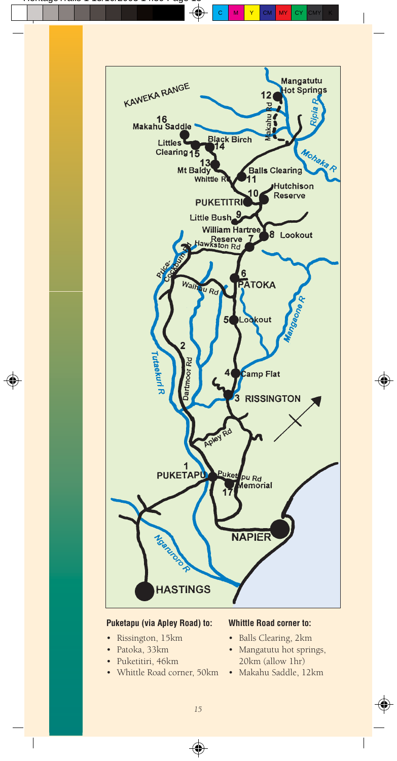**Puketapu (via Apley Road) to:**

- Rissington, 15km
- Patoka, 33km
- Puketitiri, 46km
- Whittle Road corner, 50km

**Whittle Road corner to:**

- Balls Clearing, 2km
- Mangatutu hot springs, 20km (allow 1hr)
- Makahu Saddle, 12km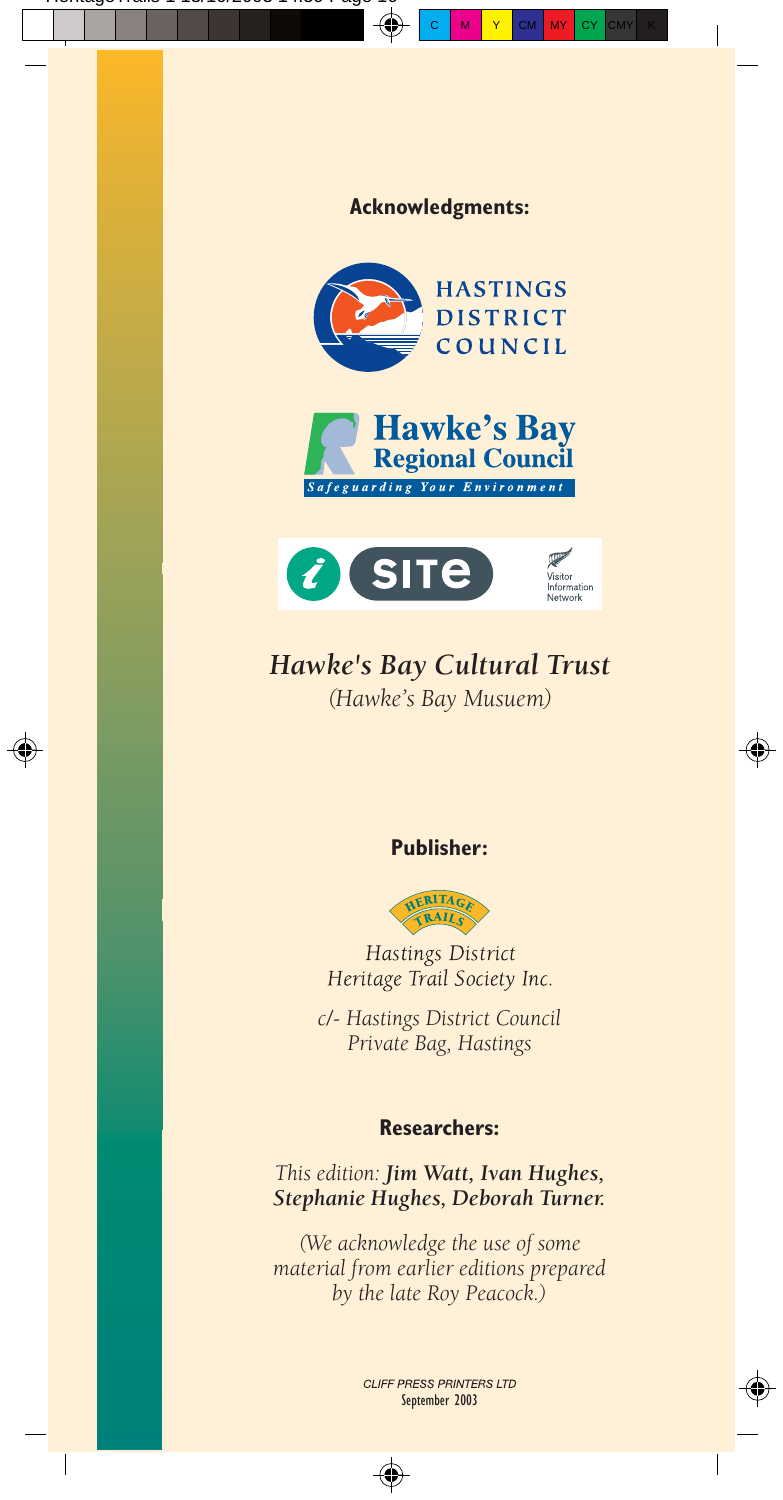## Acknowledgments:

HASTINGS DISTRICT COUNCIL

Hawke's Bay Regional Council
*Safeguarding Your Environment*

SITE
Visitor Information Network

***Hawke's Bay Cultural Trust***
*(Hawke's Bay Musuem)*

## Publisher:

HERITAGE TRAILS

*Hastings District*
*Heritage Trail Society Inc.*

*c/- Hastings District Council*
*Private Bag, Hastings*

## Researchers:

*This edition:* ***Jim Watt, Ivan Hughes, Stephanie Hughes, Deborah Turner.***

*(We acknowledge the use of some material from earlier editions prepared by the late Roy Peacock.)*

CLIFF PRESS PRINTERS LTD
September 2003